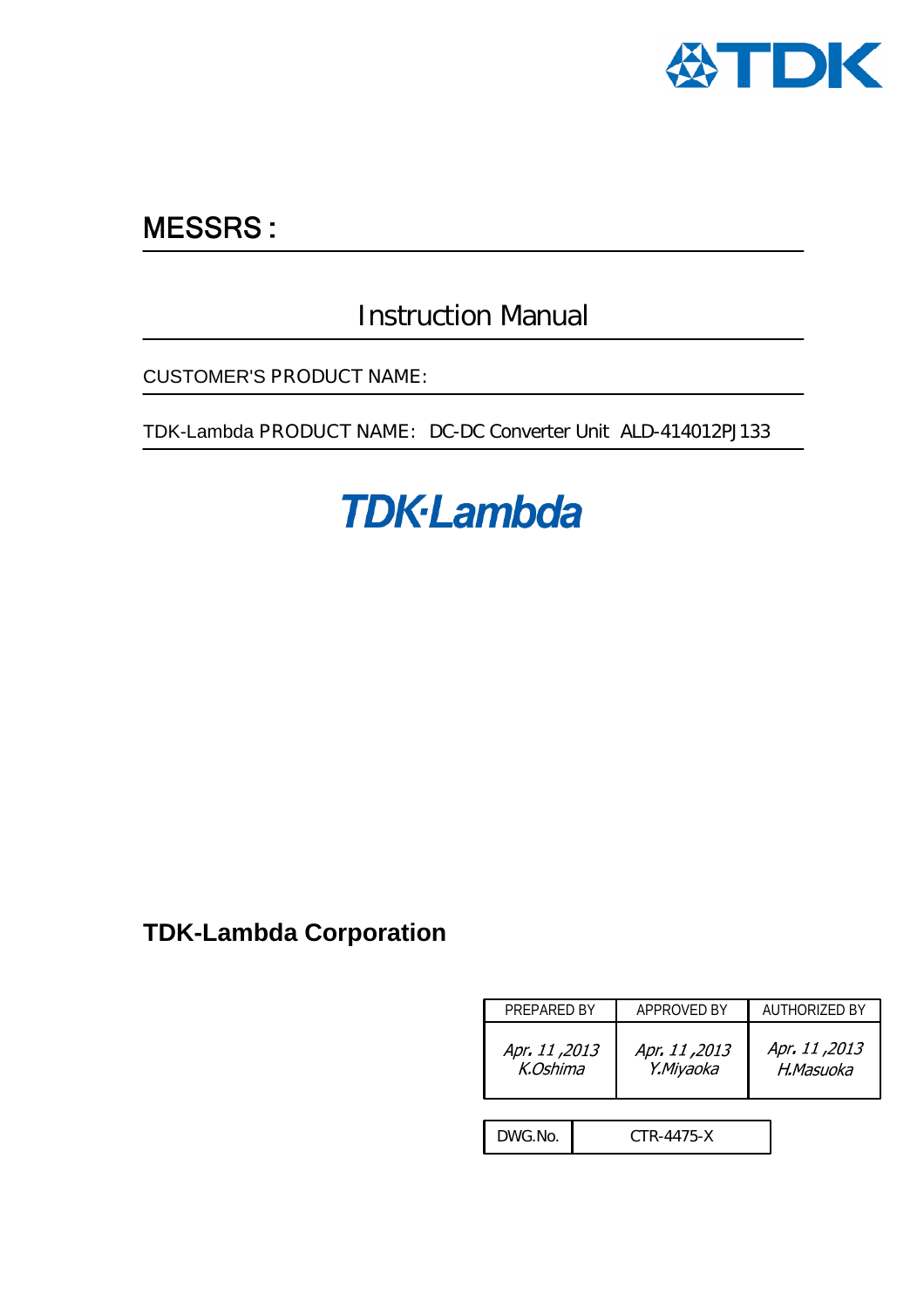TDK

## MESSRS :

# Instruction Manual

CUSTOMER'S PRODUCT NAME:

TDK-Lambda PRODUCT NAME: DC-DC Converter Unit ALD-414012PJ133

TDK-Lambda

**TDK-Lambda Corporation**

| PREPARED BY | APPROVED BY | AUTHORIZED BY |
|---|---|---|
| *Apr. 11 ,2013 K.Oshima* | *Apr. 11 ,2013 Y.Miyaoka* | *Apr. 11 ,2013 H.Masuoka* |

| DWG.No. | CTR-4475-X |
|---|---|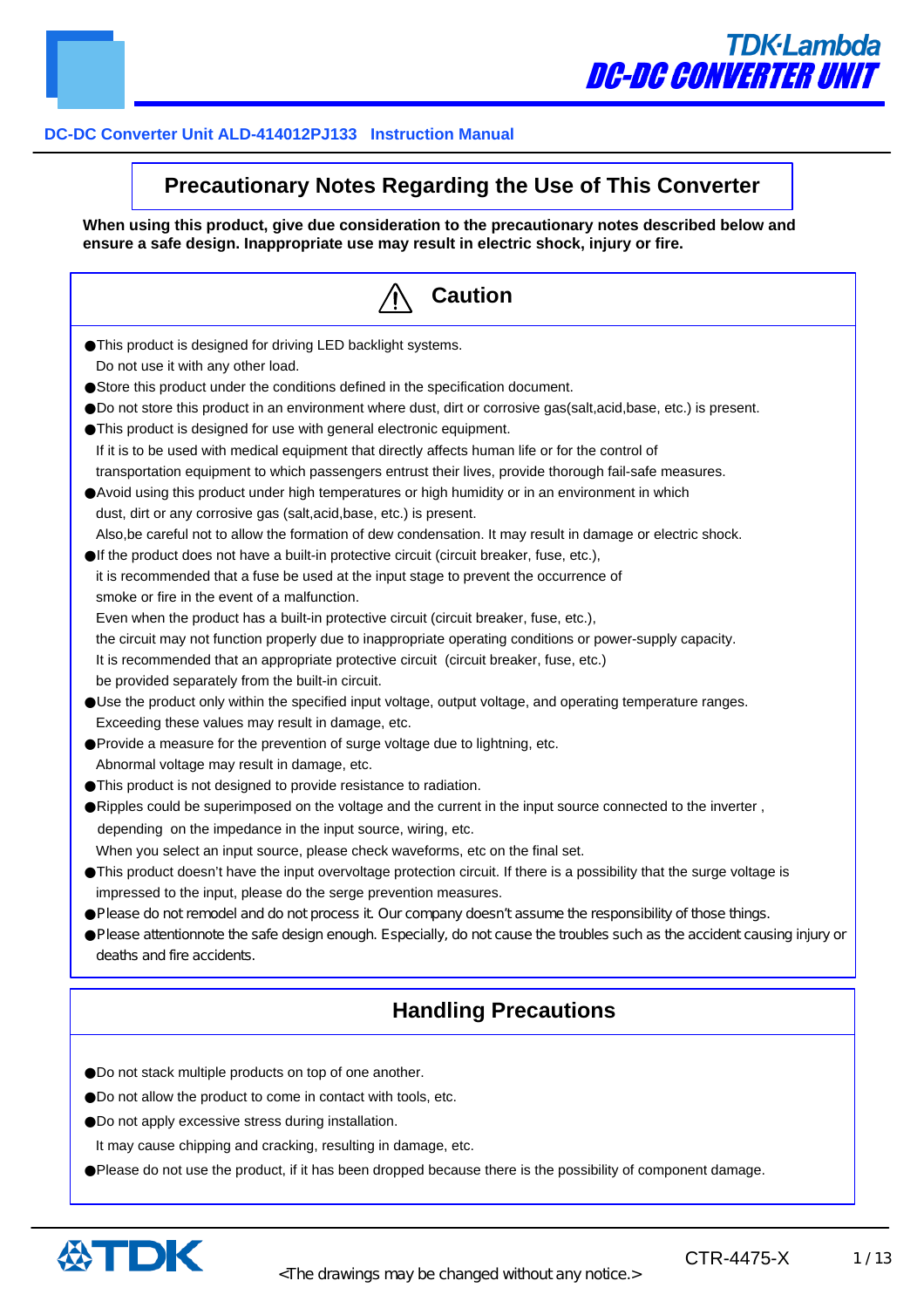DC-DC Converter Unit ALD-414012PJ133 Instruction Manual

# Precautionary Notes Regarding the Use of This Converter

**When using this product, give due consideration to the precautionary notes described below and ensure a safe design. Inappropriate use may result in electric shock, injury or fire.**

## ⚠ Caution

- This product is designed for driving LED backlight systems.
  Do not use it with any other load.
- Store this product under the conditions defined in the specification document.
- Do not store this product in an environment where dust, dirt or corrosive gas(salt,acid,base, etc.) is present.
- This product is designed for use with general electronic equipment.
  If it is to be used with medical equipment that directly affects human life or for the control of transportation equipment to which passengers entrust their lives, provide thorough fail-safe measures.
- Avoid using this product under high temperatures or high humidity or in an environment in which dust, dirt or any corrosive gas (salt,acid,base, etc.) is present.
  Also,be careful not to allow the formation of dew condensation. It may result in damage or electric shock.
- If the product does not have a built-in protective circuit (circuit breaker, fuse, etc.), it is recommended that a fuse be used at the input stage to prevent the occurrence of smoke or fire in the event of a malfunction.
  Even when the product has a built-in protective circuit (circuit breaker, fuse, etc.), the circuit may not function properly due to inappropriate operating conditions or power-supply capacity.
  It is recommended that an appropriate protective circuit (circuit breaker, fuse, etc.) be provided separately from the built-in circuit.
- Use the product only within the specified input voltage, output voltage, and operating temperature ranges.
  Exceeding these values may result in damage, etc.
- Provide a measure for the prevention of surge voltage due to lightning, etc.
  Abnormal voltage may result in damage, etc.
- This product is not designed to provide resistance to radiation.
- Ripples could be superimposed on the voltage and the current in the input source connected to the inverter , depending on the impedance in the input source, wiring, etc.
  When you select an input source, please check waveforms, etc on the final set.
- This product doesn't have the input overvoltage protection circuit. If there is a possibility that the surge voltage is impressed to the input, please do the serge prevention measures.
- Please do not remodel and do not process it. Our company doesn't assume the responsibility of those things.
- Please attentionnote the safe design enough. Especially, do not cause the troubles such as the accident causing injury or deaths and fire accidents.

## Handling Precautions

- Do not stack multiple products on top of one another.
- Do not allow the product to come in contact with tools, etc.
- Do not apply excessive stress during installation.
  It may cause chipping and cracking, resulting in damage, etc.
- Please do not use the product, if it has been dropped because there is the possibility of component damage.

<The drawings may be changed without any notice.>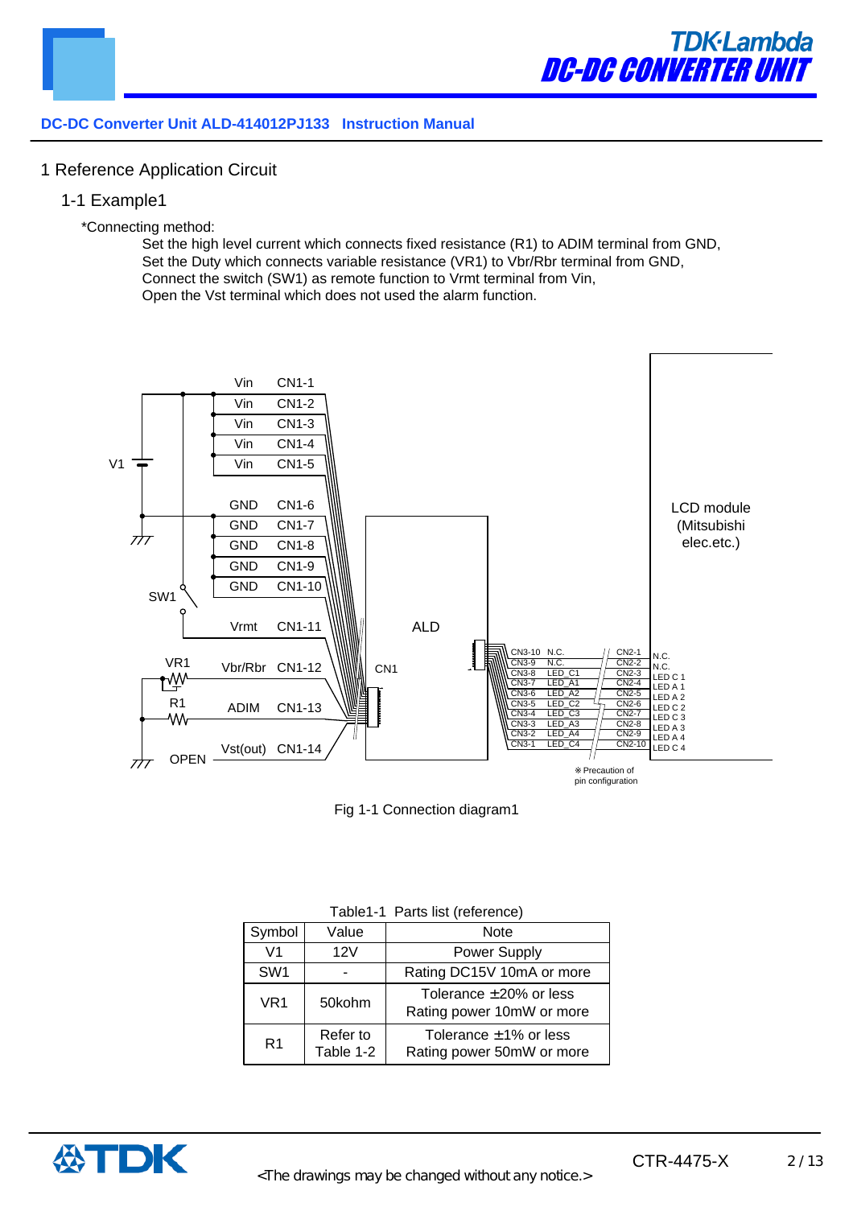DC-DC Converter Unit ALD-414012PJ133 Instruction Manual

# 1 Reference Application Circuit

## 1-1 Example1

*Connecting method:

Set the high level current which connects fixed resistance (R1) to ADIM terminal from GND,
Set the Duty which connects variable resistance (VR1) to Vbr/Rbr terminal from GND,
Connect the switch (SW1) as remote function to Vrmt terminal from Vin,
Open the Vst terminal which does not used the alarm function.

| Signal | Pin |
|---|---|
| Vin | CN1-1 |
| Vin | CN1-2 |
| Vin | CN1-3 |
| Vin | CN1-4 |
| Vin | CN1-5 |
| GND | CN1-6 |
| GND | CN1-7 |
| GND | CN1-8 |
| GND | CN1-9 |
| GND | CN1-10 |
| Vrmt | CN1-11 |
| Vbr/Rbr | CN1-12 |
| ADIM | CN1-13 |
| Vst(out) | CN1-14 |

| ALD CN3 | Signal | LCD CN2 | LCD module |
|---|---|---|---|
| CN3-10 | N.C. | CN2-1 | N.C. |
| CN3-9 | N.C. | CN2-2 | N.C. |
| CN3-8 | LED_C1 | CN2-3 | LED C 1 |
| CN3-7 | LED_A1 | CN2-4 | LED A 1 |
| CN3-6 | LED_A2 | CN2-5 | LED A 2 |
| CN3-5 | LED_C2 | CN2-6 | LED C 2 |
| CN3-4 | LED_C3 | CN2-7 | LED C 3 |
| CN3-3 | LED_A3 | CN2-8 | LED A 3 |
| CN3-2 | LED_A4 | CN2-9 | LED A 4 |
| CN3-1 | LED_C4 | CN2-10 | LED C 4 |

V1, SW1, VR1, R1, OPEN, ALD, CN1, LCD module (Mitsubishi elec.etc.)

※Precaution of pin configuration

Fig 1-1 Connection diagram1

Table1-1 Parts list (reference)

| Symbol | Value | Note |
|---|---|---|
| V1 | 12V | Power Supply |
| SW1 | - | Rating DC15V 10mA or more |
| VR1 | 50kohm | Tolerance ±20% or less<br>Rating power 10mW or more |
| R1 | Refer to Table 1-2 | Tolerance ±1% or less<br>Rating power 50mW or more |

<The drawings may be changed without any notice.>

CTR-4475-X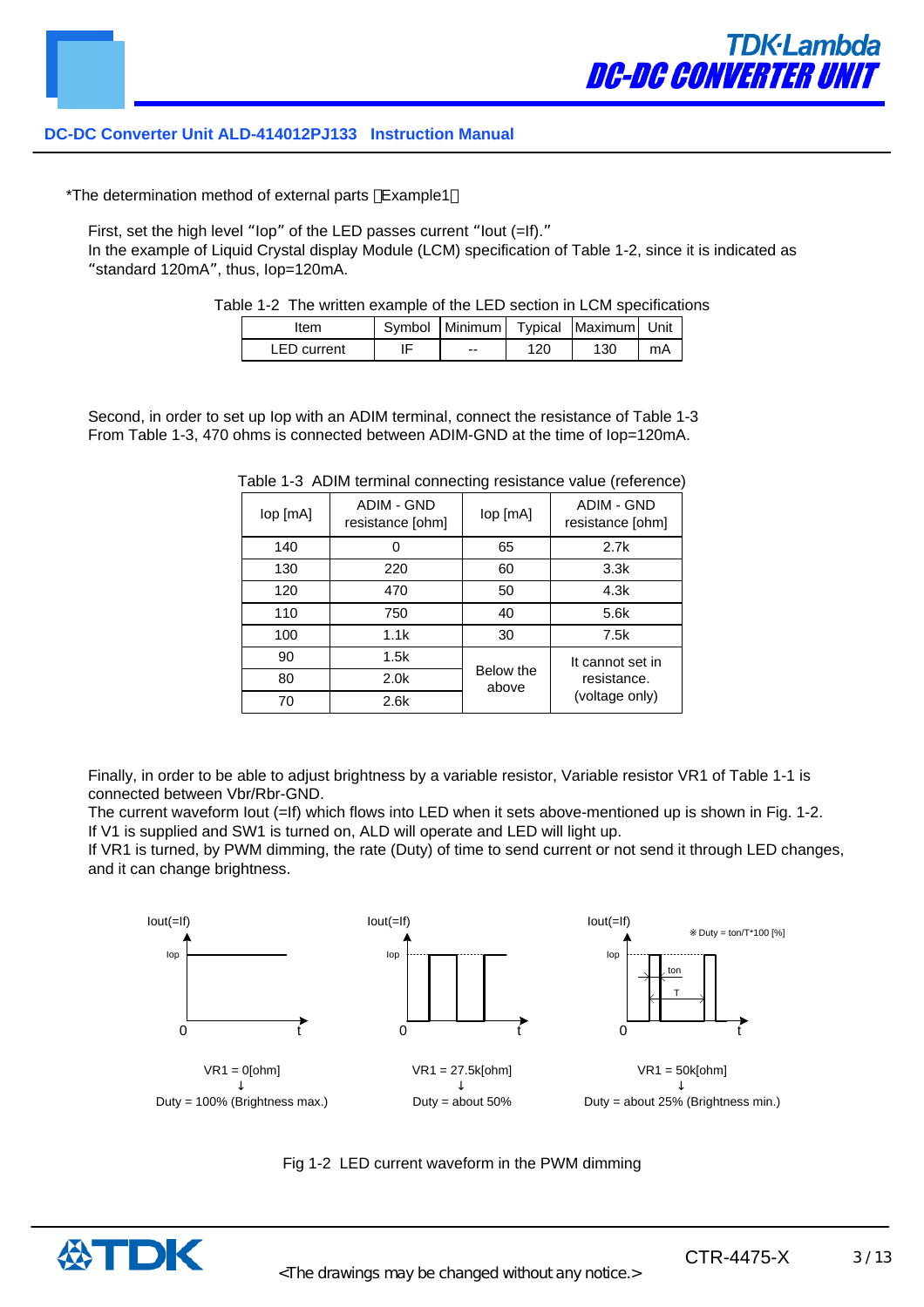*The determination method of external parts (Example1)

First, set the high level "Iop" of the LED passes current "Iout (=If)."
In the example of Liquid Crystal display Module (LCM) specification of Table 1-2, since it is indicated as "standard 120mA", thus, Iop=120mA.

Table 1-2 The written example of the LED section in LCM specifications

| Item | Symbol | Minimum | Typical | Maximum | Unit |
|---|---|---|---|---|---|
| LED current | IF | -- | 120 | 130 | mA |

Second, in order to set up Iop with an ADIM terminal, connect the resistance of Table 1-3
From Table 1-3, 470 ohms is connected between ADIM-GND at the time of Iop=120mA.

Table 1-3 ADIM terminal connecting resistance value (reference)

| Iop [mA] | ADIM - GND resistance [ohm] | Iop [mA] | ADIM - GND resistance [ohm] |
|---|---|---|---|
| 140 | 0 | 65 | 2.7k |
| 130 | 220 | 60 | 3.3k |
| 120 | 470 | 50 | 4.3k |
| 110 | 750 | 40 | 5.6k |
| 100 | 1.1k | 30 | 7.5k |
| 90 | 1.5k | Below the above | It cannot set in resistance. (voltage only) |
| 80 | 2.0k | | |
| 70 | 2.6k | | |

Finally, in order to be able to adjust brightness by a variable resistor, Variable resistor VR1 of Table 1-1 is connected between Vbr/Rbr-GND.
The current waveform Iout (=If) which flows into LED when it sets above-mentioned up is shown in Fig. 1-2.
If V1 is supplied and SW1 is turned on, ALD will operate and LED will light up.
If VR1 is turned, by PWM dimming, the rate (Duty) of time to send current or not send it through LED changes, and it can change brightness.

Iout(=If) Iop 0 t — VR1 = 0[ohm] ↓ Duty = 100% (Brightness max.)

Iout(=If) Iop 0 t — VR1 = 27.5k[ohm] ↓ Duty = about 50%

Iout(=If) Iop 0 t ton T ※Duty = ton/T*100 [%] — VR1 = 50k[ohm] ↓ Duty = about 25% (Brightness min.)

Fig 1-2 LED current waveform in the PWM dimming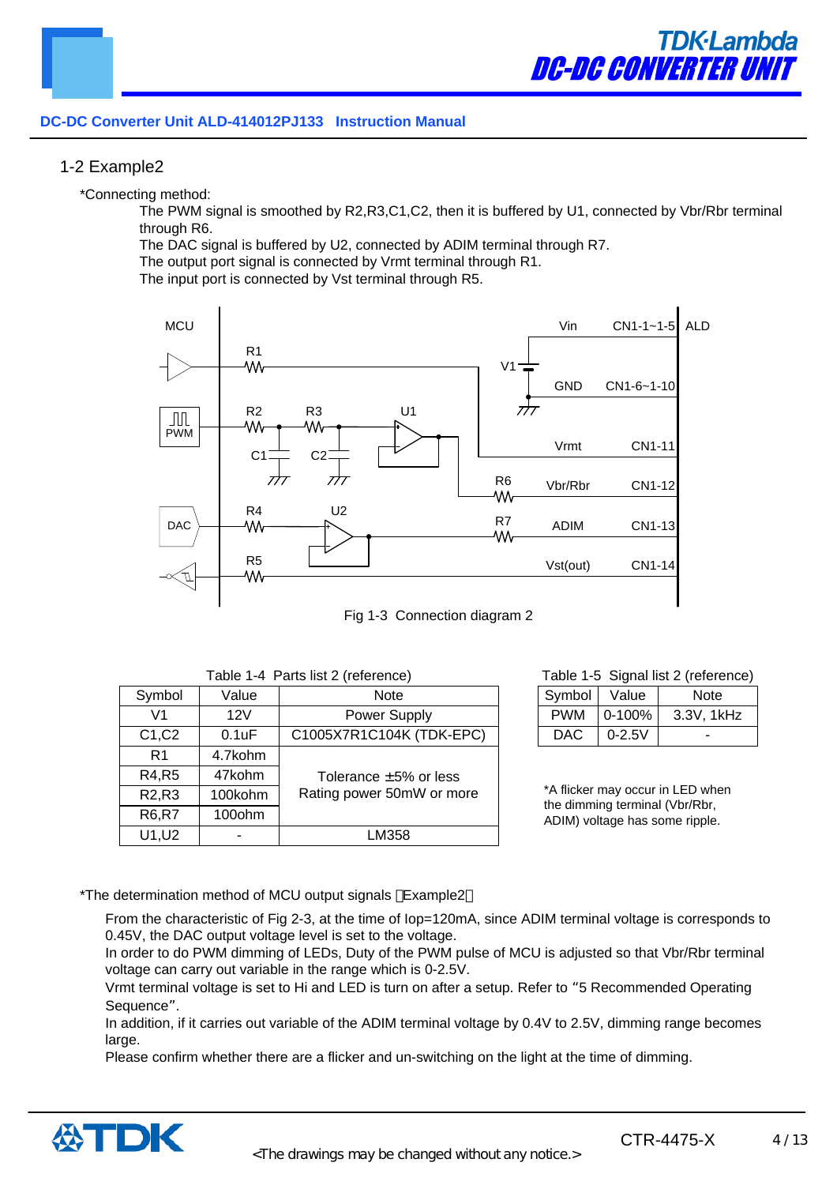## 1-2 Example2

*Connecting method:

The PWM signal is smoothed by R2,R3,C1,C2, then it is buffered by U1, connected by Vbr/Rbr terminal through R6.
The DAC signal is buffered by U2, connected by ADIM terminal through R7.
The output port signal is connected by Vrmt terminal through R1.
The input port is connected by Vst terminal through R5.

Fig 1-3 Connection diagram 2

Table 1-4 Parts list 2 (reference)

| Symbol | Value | Note |
|---|---|---|
| V1 | 12V | Power Supply |
| C1,C2 | 0.1uF | C1005X7R1C104K (TDK-EPC) |
| R1 | 4.7kohm | Tolerance ±5% or less<br>Rating power 50mW or more |
| R4,R5 | 47kohm | |
| R2,R3 | 100kohm | |
| R6,R7 | 100ohm | |
| U1,U2 | - | LM358 |

Table 1-5 Signal list 2 (reference)

| Symbol | Value | Note |
|---|---|---|
| PWM | 0-100% | 3.3V, 1kHz |
| DAC | 0-2.5V | - |

*A flicker may occur in LED when the dimming terminal (Vbr/Rbr, ADIM) voltage has some ripple.

*The determination method of MCU output signals （Example2）

From the characteristic of Fig 2-3, at the time of Iop=120mA, since ADIM terminal voltage is corresponds to 0.45V, the DAC output voltage level is set to the voltage.
In order to do PWM dimming of LEDs, Duty of the PWM pulse of MCU is adjusted so that Vbr/Rbr terminal voltage can carry out variable in the range which is 0-2.5V.
Vrmt terminal voltage is set to Hi and LED is turn on after a setup. Refer to "5 Recommended Operating Sequence".
In addition, if it carries out variable of the ADIM terminal voltage by 0.4V to 2.5V, dimming range becomes large.
Please confirm whether there are a flicker and un-switching on the light at the time of dimming.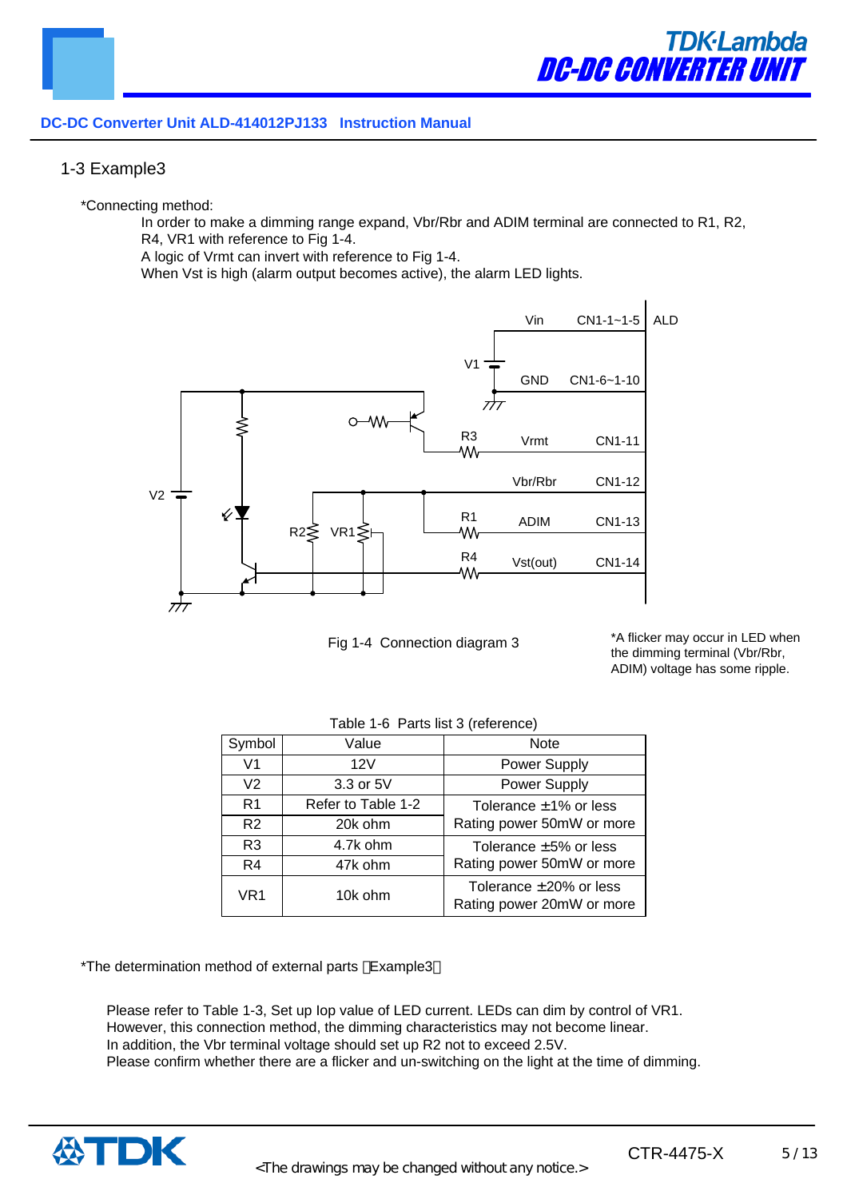## 1-3 Example3

*Connecting method:

In order to make a dimming range expand, Vbr/Rbr and ADIM terminal are connected to R1, R2, R4, VR1 with reference to Fig 1-4.
A logic of Vrmt can invert with reference to Fig 1-4.
When Vst is high (alarm output becomes active), the alarm LED lights.

Fig 1-4 Connection diagram 3

*A flicker may occur in LED when the dimming terminal (Vbr/Rbr, ADIM) voltage has some ripple.

Table 1-6 Parts list 3 (reference)

| Symbol | Value | Note |
|---|---|---|
| V1 | 12V | Power Supply |
| V2 | 3.3 or 5V | Power Supply |
| R1 | Refer to Table 1-2 | Tolerance ±1% or less Rating power 50mW or more |
| R2 | 20k ohm | |
| R3 | 4.7k ohm | Tolerance ±5% or less Rating power 50mW or more |
| R4 | 47k ohm | |
| VR1 | 10k ohm | Tolerance ±20% or less Rating power 20mW or more |

*The determination method of external parts（Example3）

Please refer to Table 1-3, Set up Iop value of LED current. LEDs can dim by control of VR1.
However, this connection method, the dimming characteristics may not become linear.
In addition, the Vbr terminal voltage should set up R2 not to exceed 2.5V.
Please confirm whether there are a flicker and un-switching on the light at the time of dimming.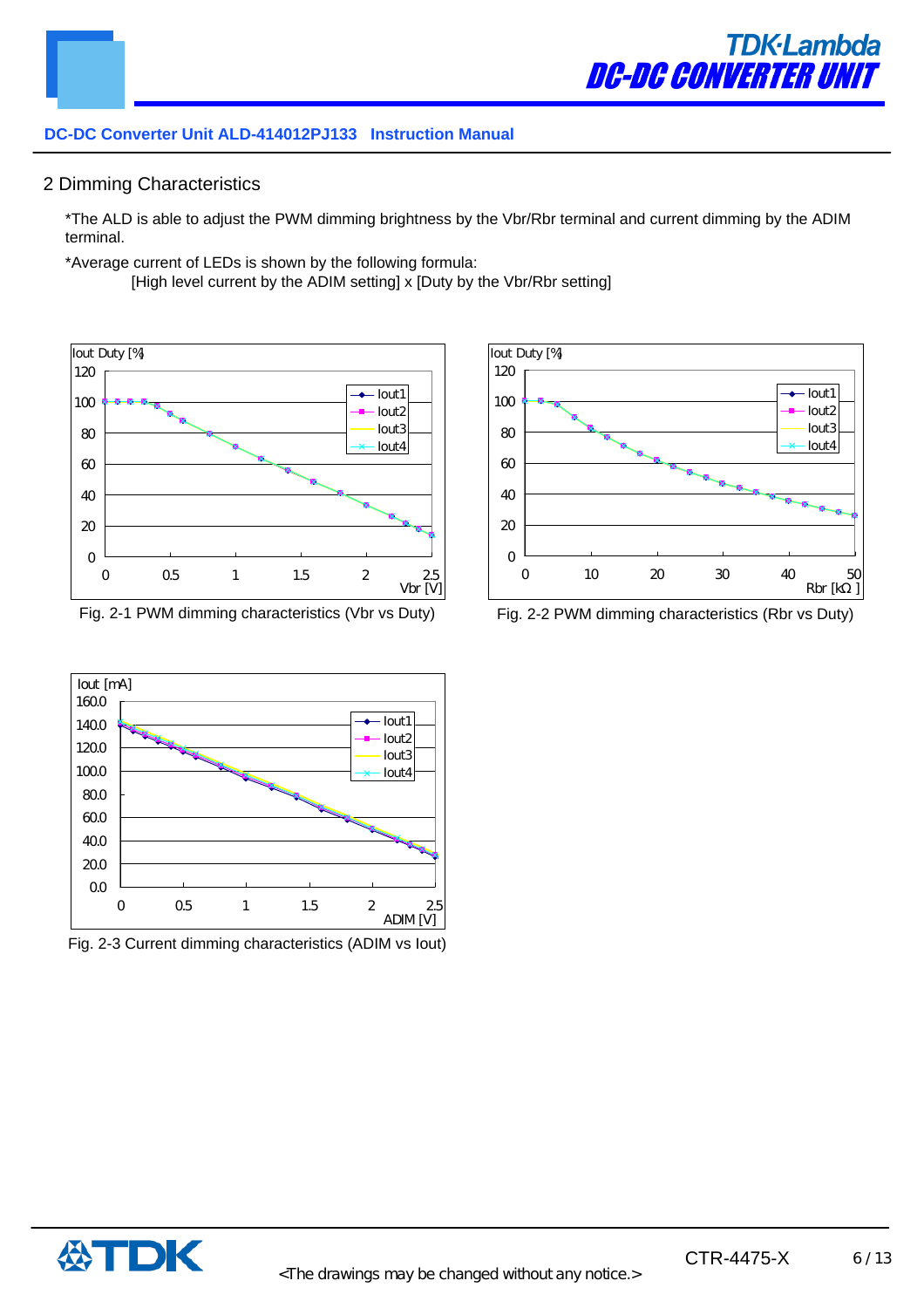## 2 Dimming Characteristics

*The ALD is able to adjust the PWM dimming brightness by the Vbr/Rbr terminal and current dimming by the ADIM terminal.

*Average current of LEDs is shown by the following formula:
[High level current by the ADIM setting] x [Duty by the Vbr/Rbr setting]

Fig. 2-1 PWM dimming characteristics (Vbr vs Duty)

Fig. 2-2 PWM dimming characteristics (Rbr vs Duty)

Fig. 2-3 Current dimming characteristics (ADIM vs Iout)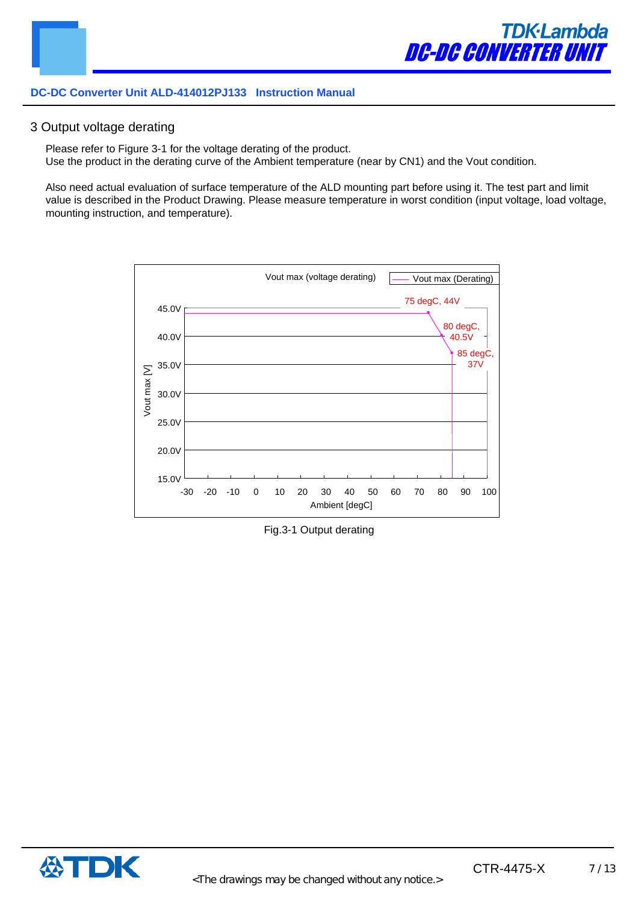## 3 Output voltage derating

Please refer to Figure 3-1 for the voltage derating of the product.
Use the product in the derating curve of the Ambient temperature (near by CN1) and the Vout condition.

Also need actual evaluation of surface temperature of the ALD mounting part before using it. The test part and limit value is described in the Product Drawing. Please measure temperature in worst condition (input voltage, load voltage, mounting instruction, and temperature).

Vout max (voltage derating)

Legend: Vout max (Derating)

Data points: 75 degC, 44V; 80 degC, 40.5V; 85 degC, 37V

Y-axis: Vout max [V] (15.0V – 45.0V); X-axis: Ambient [degC] (-30 – 100)

Fig.3-1 Output derating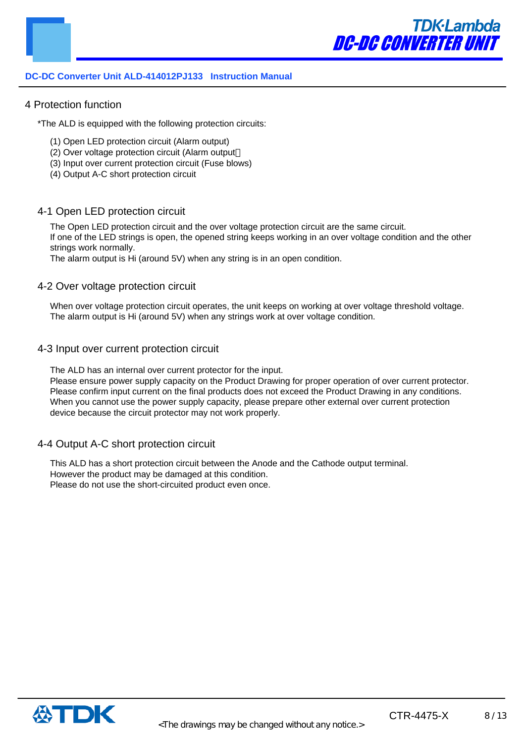# 4 Protection function

*The ALD is equipped with the following protection circuits:

(1) Open LED protection circuit (Alarm output)
(2) Over voltage protection circuit (Alarm output）
(3) Input over current protection circuit (Fuse blows)
(4) Output A-C short protection circuit

## 4-1 Open LED protection circuit

The Open LED protection circuit and the over voltage protection circuit are the same circuit.
If one of the LED strings is open, the opened string keeps working in an over voltage condition and the other strings work normally.
The alarm output is Hi (around 5V) when any string is in an open condition.

## 4-2 Over voltage protection circuit

When over voltage protection circuit operates, the unit keeps on working at over voltage threshold voltage.
The alarm output is Hi (around 5V) when any strings work at over voltage condition.

## 4-3 Input over current protection circuit

The ALD has an internal over current protector for the input.
Please ensure power supply capacity on the Product Drawing for proper operation of over current protector.
Please confirm input current on the final products does not exceed the Product Drawing in any conditions.
When you cannot use the power supply capacity, please prepare other external over current protection device because the circuit protector may not work properly.

## 4-4 Output A-C short protection circuit

This ALD has a short protection circuit between the Anode and the Cathode output terminal.
However the product may be damaged at this condition.
Please do not use the short-circuited product even once.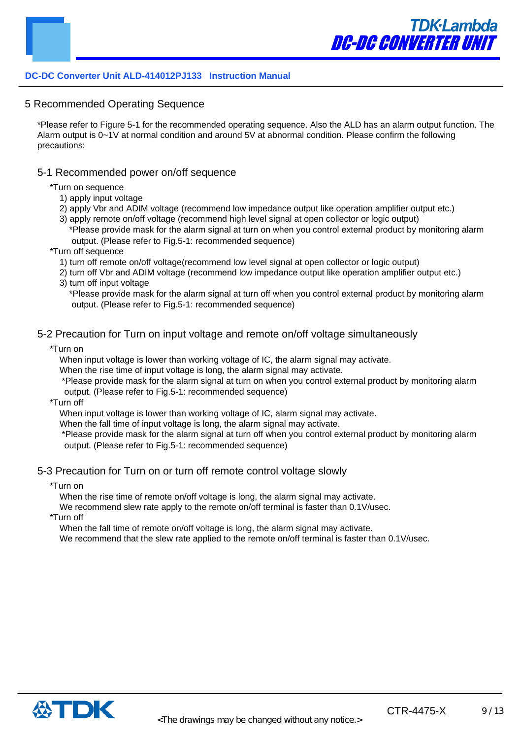# 5 Recommended Operating Sequence

*Please refer to Figure 5-1 for the recommended operating sequence. Also the ALD has an alarm output function. The Alarm output is 0~1V at normal condition and around 5V at abnormal condition. Please confirm the following precautions:

## 5-1 Recommended power on/off sequence

*Turn on sequence

1) apply input voltage
2) apply Vbr and ADIM voltage (recommend low impedance output like operation amplifier output etc.)
3) apply remote on/off voltage (recommend high level signal at open collector or logic output)

*Please provide mask for the alarm signal at turn on when you control external product by monitoring alarm output. (Please refer to Fig.5-1: recommended sequence)

*Turn off sequence

1) turn off remote on/off voltage(recommend low level signal at open collector or logic output)
2) turn off Vbr and ADIM voltage (recommend low impedance output like operation amplifier output etc.)
3) turn off input voltage

*Please provide mask for the alarm signal at turn off when you control external product by monitoring alarm output. (Please refer to Fig.5-1: recommended sequence)

## 5-2 Precaution for Turn on input voltage and remote on/off voltage simultaneously

*Turn on

When input voltage is lower than working voltage of IC, the alarm signal may activate.
When the rise time of input voltage is long, the alarm signal may activate.
*Please provide mask for the alarm signal at turn on when you control external product by monitoring alarm output. (Please refer to Fig.5-1: recommended sequence)

*Turn off

When input voltage is lower than working voltage of IC, alarm signal may activate.
When the fall time of input voltage is long, the alarm signal may activate.
*Please provide mask for the alarm signal at turn off when you control external product by monitoring alarm output. (Please refer to Fig.5-1: recommended sequence)

## 5-3 Precaution for Turn on or turn off remote control voltage slowly

*Turn on

When the rise time of remote on/off voltage is long, the alarm signal may activate.
We recommend slew rate apply to the remote on/off terminal is faster than 0.1V/usec.

*Turn off

When the fall time of remote on/off voltage is long, the alarm signal may activate.
We recommend that the slew rate applied to the remote on/off terminal is faster than 0.1V/usec.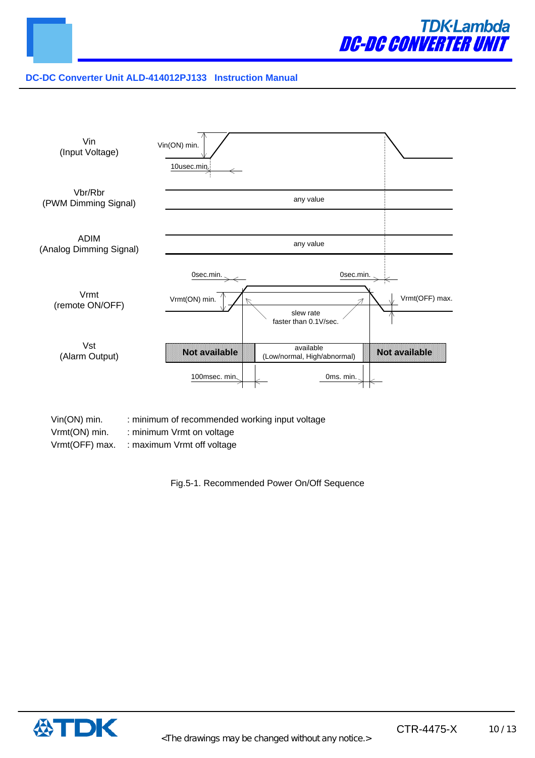| Signal | Sequence |
| --- | --- |
| Vin (Input Voltage) | Vin(ON) min., 10usec.min. |
| Vbr/Rbr (PWM Dimming Signal) | any value |
| ADIM (Analog Dimming Signal) | any value |
| Vrmt (remote ON/OFF) | 0sec.min., Vrmt(ON) min., slew rate faster than 0.1V/sec., 0sec.min., Vrmt(OFF) max. |
| Vst (Alarm Output) | Not available / available (Low/normal, High/abnormal) / Not available; 100msec. min., 0ms. min. |

Vin(ON) min. : minimum of recommended working input voltage
Vrmt(ON) min. : minimum Vrmt on voltage
Vrmt(OFF) max. : maximum Vrmt off voltage

Fig.5-1. Recommended Power On/Off Sequence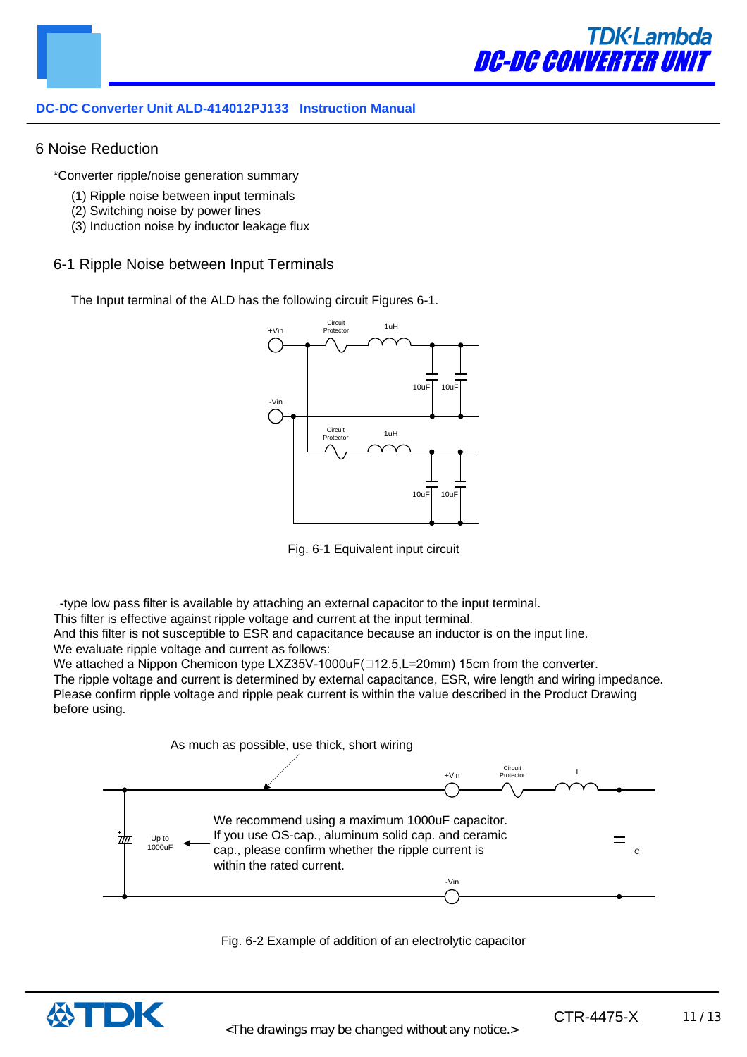## 6 Noise Reduction

*Converter ripple/noise generation summary

(1) Ripple noise between input terminals
(2) Switching noise by power lines
(3) Induction noise by inductor leakage flux

### 6-1 Ripple Noise between Input Terminals

The Input terminal of the ALD has the following circuit Figures 6-1.

Fig. 6-1 Equivalent input circuit

-type low pass filter is available by attaching an external capacitor to the input terminal.
This filter is effective against ripple voltage and current at the input terminal.
And this filter is not susceptible to ESR and capacitance because an inductor is on the input line.
We evaluate ripple voltage and current as follows:
We attached a Nippon Chemicon type LXZ35V-1000uF(□12.5,L=20mm) 15cm from the converter.
The ripple voltage and current is determined by external capacitance, ESR, wire length and wiring impedance.
Please confirm ripple voltage and ripple peak current is within the value described in the Product Drawing before using.

As much as possible, use thick, short wiring

We recommend using a maximum 1000uF capacitor.
If you use OS-cap., aluminum solid cap. and ceramic cap., please confirm whether the ripple current is within the rated current.

Fig. 6-2 Example of addition of an electrolytic capacitor

<The drawings may be changed without any notice.>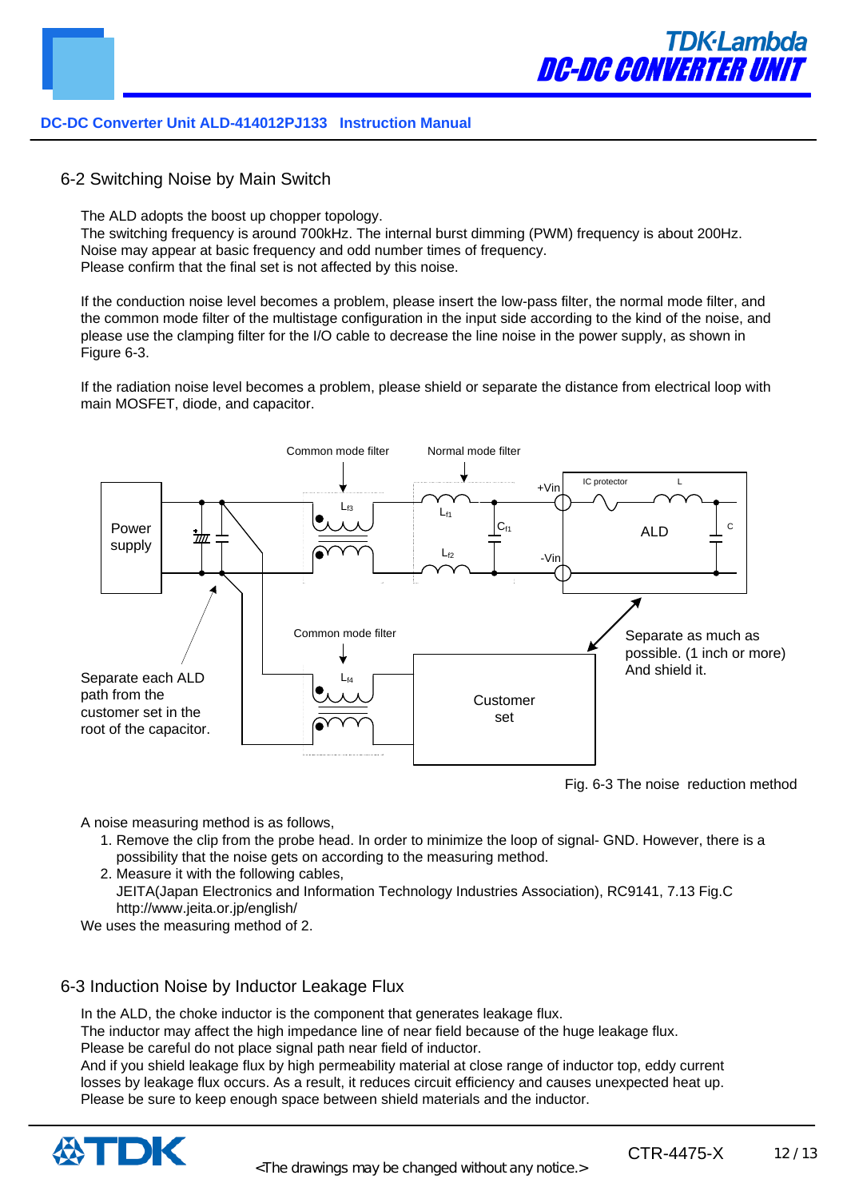## 6-2 Switching Noise by Main Switch

The ALD adopts the boost up chopper topology.
The switching frequency is around 700kHz. The internal burst dimming (PWM) frequency is about 200Hz.
Noise may appear at basic frequency and odd number times of frequency.
Please confirm that the final set is not affected by this noise.

If the conduction noise level becomes a problem, please insert the low-pass filter, the normal mode filter, and the common mode filter of the multistage configuration in the input side according to the kind of the noise, and please use the clamping filter for the I/O cable to decrease the line noise in the power supply, as shown in Figure 6-3.

If the radiation noise level becomes a problem, please shield or separate the distance from electrical loop with main MOSFET, diode, and capacitor.

Fig. 6-3 The noise reduction method

A noise measuring method is as follows,

1. Remove the clip from the probe head. In order to minimize the loop of signal- GND. However, there is a possibility that the noise gets on according to the measuring method.
2. Measure it with the following cables,
   JEITA(Japan Electronics and Information Technology Industries Association), RC9141, 7.13 Fig.C
   http://www.jeita.or.jp/english/

We uses the measuring method of 2.

## 6-3 Induction Noise by Inductor Leakage Flux

In the ALD, the choke inductor is the component that generates leakage flux.
The inductor may affect the high impedance line of near field because of the huge leakage flux.
Please be careful do not place signal path near field of inductor.
And if you shield leakage flux by high permeability material at close range of inductor top, eddy current losses by leakage flux occurs. As a result, it reduces circuit efficiency and causes unexpected heat up.
Please be sure to keep enough space between shield materials and the inductor.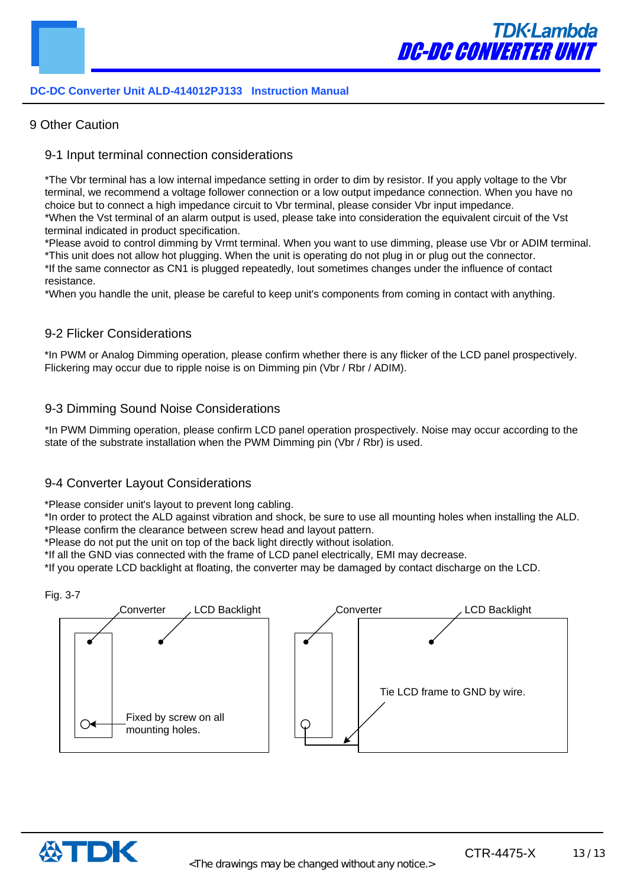# 9 Other Caution

## 9-1 Input terminal connection considerations

*The Vbr terminal has a low internal impedance setting in order to dim by resistor. If you apply voltage to the Vbr terminal, we recommend a voltage follower connection or a low output impedance connection. When you have no choice but to connect a high impedance circuit to Vbr terminal, please consider Vbr input impedance.
*When the Vst terminal of an alarm output is used, please take into consideration the equivalent circuit of the Vst terminal indicated in product specification.
*Please avoid to control dimming by Vrmt terminal. When you want to use dimming, please use Vbr or ADIM terminal.
*This unit does not allow hot plugging. When the unit is operating do not plug in or plug out the connector.
*If the same connector as CN1 is plugged repeatedly, Iout sometimes changes under the influence of contact resistance.
*When you handle the unit, please be careful to keep unit's components from coming in contact with anything.

## 9-2 Flicker Considerations

*In PWM or Analog Dimming operation, please confirm whether there is any flicker of the LCD panel prospectively. Flickering may occur due to ripple noise is on Dimming pin (Vbr / Rbr / ADIM).

## 9-3 Dimming Sound Noise Considerations

*In PWM Dimming operation, please confirm LCD panel operation prospectively. Noise may occur according to the state of the substrate installation when the PWM Dimming pin (Vbr / Rbr) is used.

## 9-4 Converter Layout Considerations

*Please consider unit's layout to prevent long cabling.
*In order to protect the ALD against vibration and shock, be sure to use all mounting holes when installing the ALD.
*Please confirm the clearance between screw head and layout pattern.
*Please do not put the unit on top of the back light directly without isolation.
*If all the GND vias connected with the frame of LCD panel electrically, EMI may decrease.
*If you operate LCD backlight at floating, the converter may be damaged by contact discharge on the LCD.

Fig. 3-7

Converter
LCD Backlight
Fixed by screw on all mounting holes.

Converter
LCD Backlight
Tie LCD frame to GND by wire.

<The drawings may be changed without any notice.>

CTR-4475-X